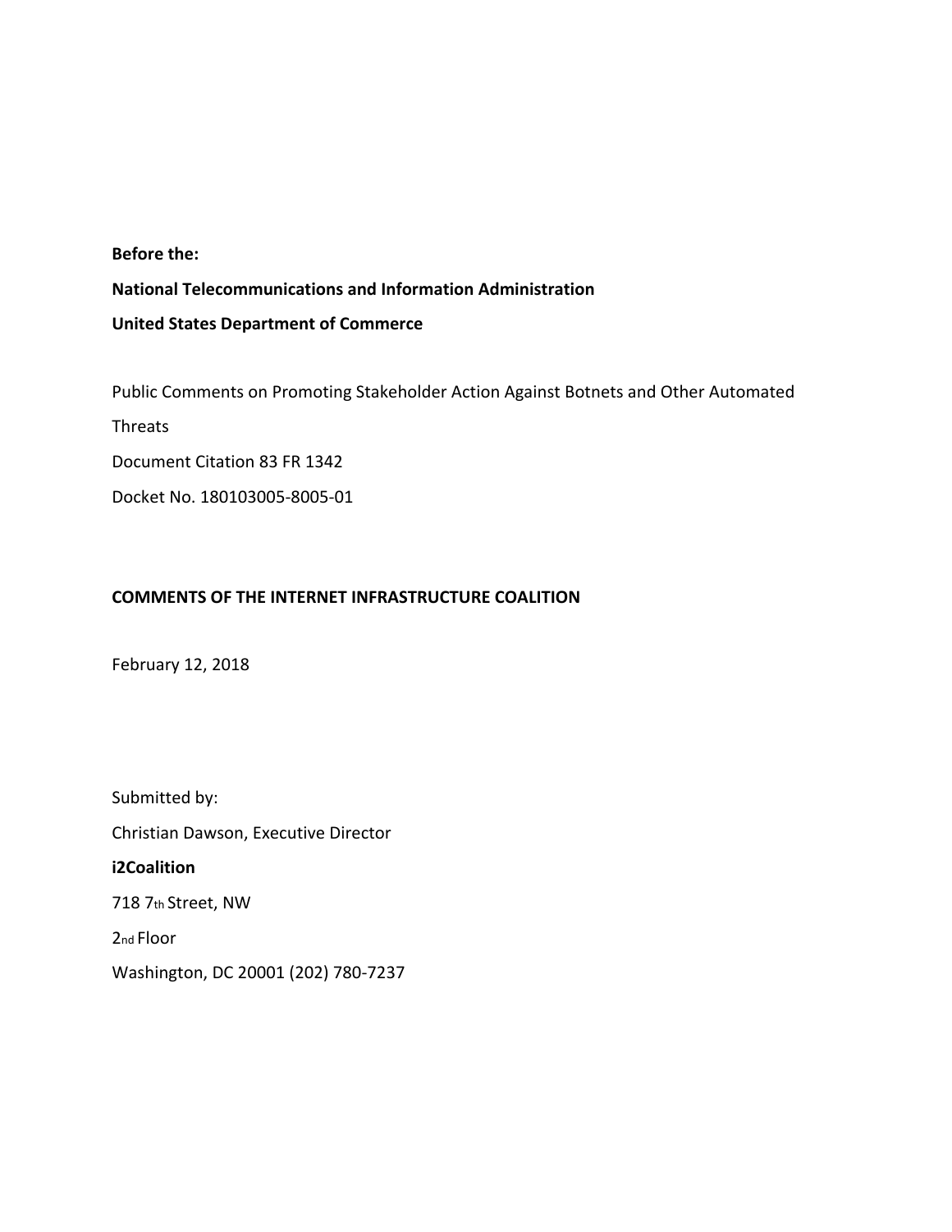**Before the:**

**National Telecommunications and Information Administration**

**United States Department of Commerce**

Public Comments on Promoting Stakeholder Action Against Botnets and Other Automated Threats

Document Citation 83 FR 1342

Docket No. 180103005-8005-01

**COMMENTS OF THE INTERNET INFRASTRUCTURE COALITION**

February 12, 2018

Submitted by:

Christian Dawson, Executive Director

**i2Coalition**

718 7th Street, NW

2nd Floor

Washington, DC 20001 (202) 780-7237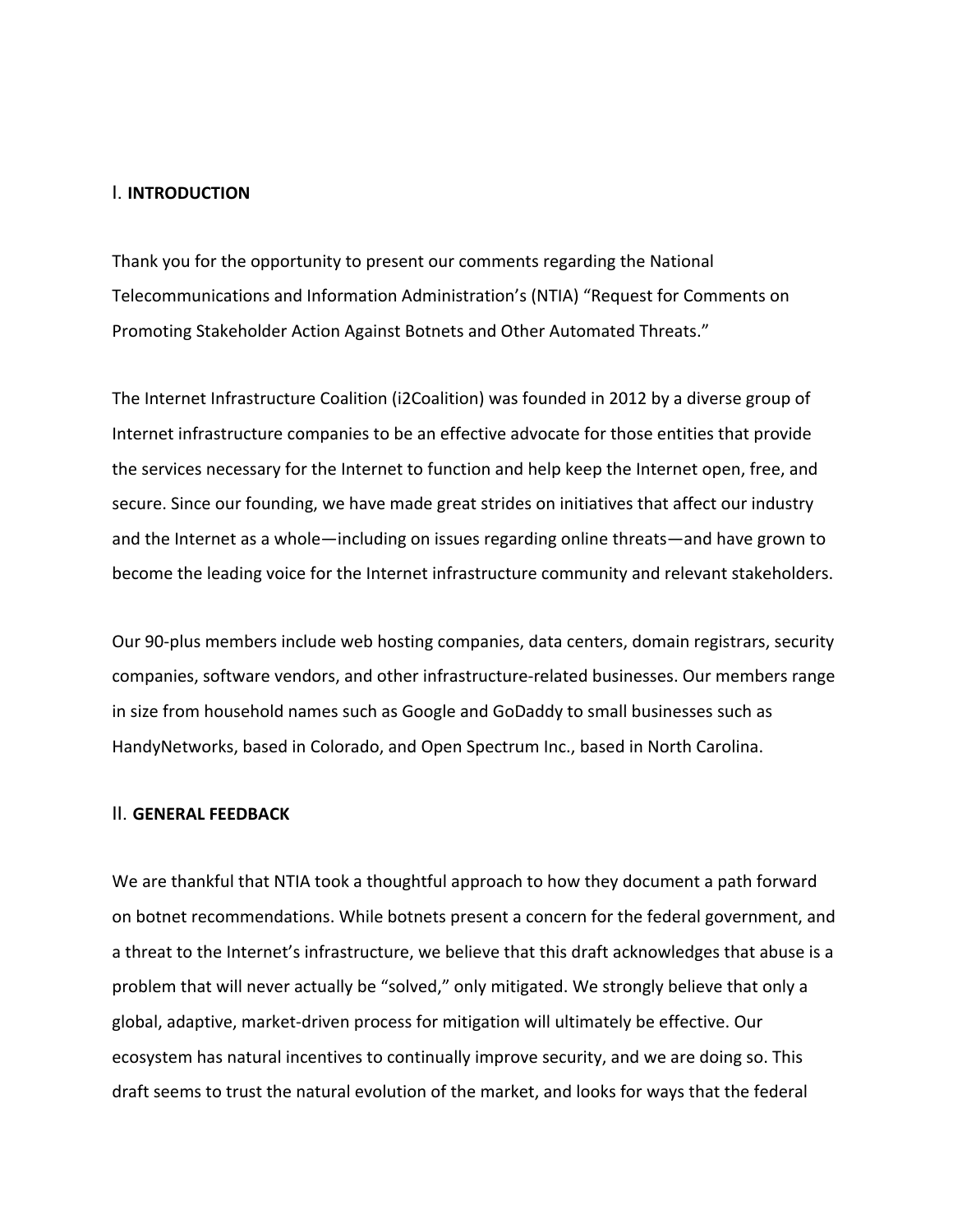## I. INTRODUCTION

Thank you for the opportunity to present our comments regarding the National Telecommunications and Information Administration's (NTIA) "Request for Comments on Promoting Stakeholder Action Against Botnets and Other Automated Threats."

The Internet Infrastructure Coalition (i2Coalition) was founded in 2012 by a diverse group of Internet infrastructure companies to be an effective advocate for those entities that provide the services necessary for the Internet to function and help keep the Internet open, free, and secure. Since our founding, we have made great strides on initiatives that affect our industry and the Internet as a whole—including on issues regarding online threats—and have grown to become the leading voice for the Internet infrastructure community and relevant stakeholders.

Our 90-plus members include web hosting companies, data centers, domain registrars, security companies, software vendors, and other infrastructure-related businesses. Our members range in size from household names such as Google and GoDaddy to small businesses such as HandyNetworks, based in Colorado, and Open Spectrum Inc., based in North Carolina.

## II. GENERAL FEEDBACK

We are thankful that NTIA took a thoughtful approach to how they document a path forward on botnet recommendations. While botnets present a concern for the federal government, and a threat to the Internet's infrastructure, we believe that this draft acknowledges that abuse is a problem that will never actually be "solved," only mitigated. We strongly believe that only a global, adaptive, market-driven process for mitigation will ultimately be effective. Our ecosystem has natural incentives to continually improve security, and we are doing so. This draft seems to trust the natural evolution of the market, and looks for ways that the federal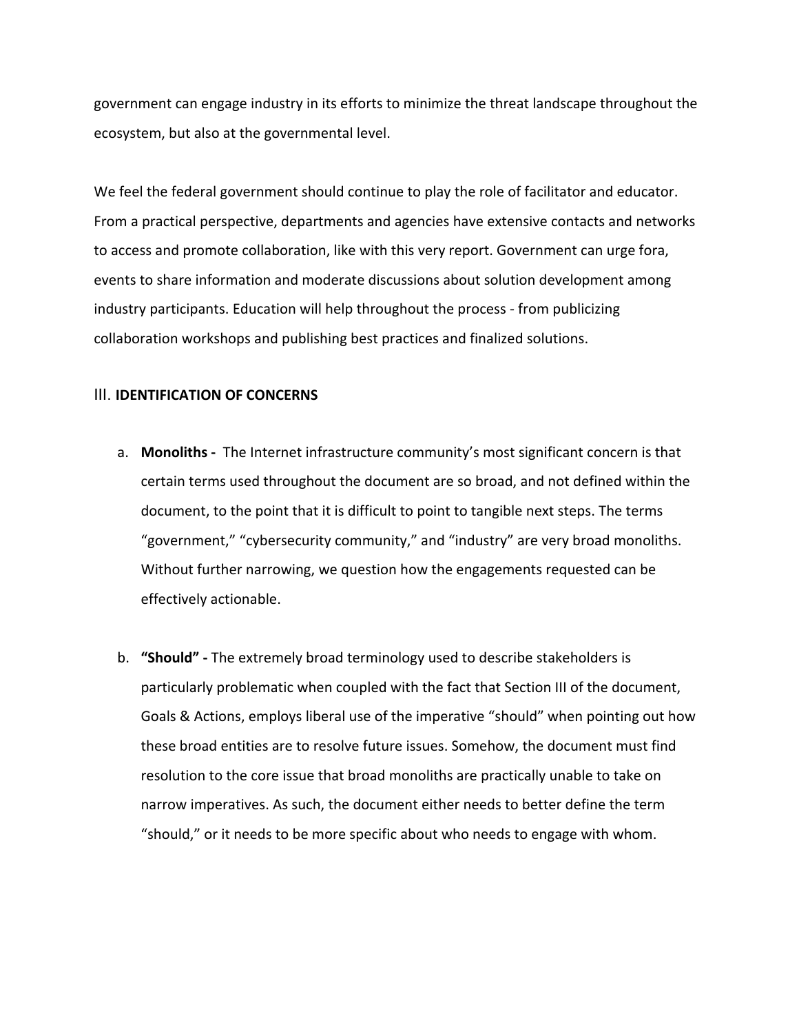government can engage industry in its efforts to minimize the threat landscape throughout the ecosystem, but also at the governmental level.

We feel the federal government should continue to play the role of facilitator and educator. From a practical perspective, departments and agencies have extensive contacts and networks to access and promote collaboration, like with this very report. Government can urge fora, events to share information and moderate discussions about solution development among industry participants. Education will help throughout the process - from publicizing collaboration workshops and publishing best practices and finalized solutions.

## III. IDENTIFICATION OF CONCERNS

a. **Monoliths -** The Internet infrastructure community's most significant concern is that certain terms used throughout the document are so broad, and not defined within the document, to the point that it is difficult to point to tangible next steps. The terms "government," "cybersecurity community," and "industry" are very broad monoliths. Without further narrowing, we question how the engagements requested can be effectively actionable.

b. **"Should" -** The extremely broad terminology used to describe stakeholders is particularly problematic when coupled with the fact that Section III of the document, Goals & Actions, employs liberal use of the imperative "should" when pointing out how these broad entities are to resolve future issues. Somehow, the document must find resolution to the core issue that broad monoliths are practically unable to take on narrow imperatives. As such, the document either needs to better define the term "should," or it needs to be more specific about who needs to engage with whom.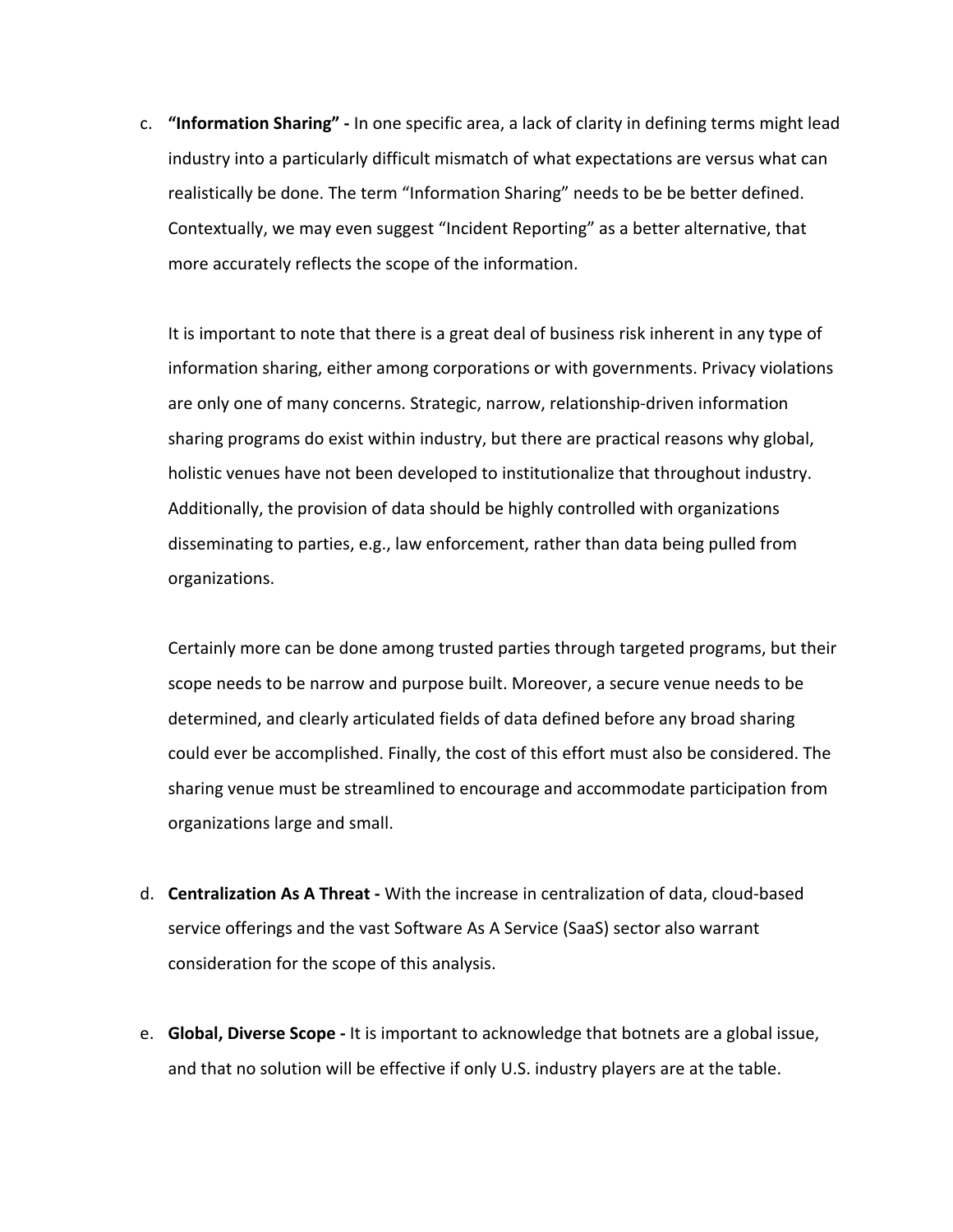c. **"Information Sharing" -** In one specific area, a lack of clarity in defining terms might lead industry into a particularly difficult mismatch of what expectations are versus what can realistically be done. The term "Information Sharing" needs to be be better defined. Contextually, we may even suggest "Incident Reporting" as a better alternative, that more accurately reflects the scope of the information.

   It is important to note that there is a great deal of business risk inherent in any type of information sharing, either among corporations or with governments. Privacy violations are only one of many concerns. Strategic, narrow, relationship-driven information sharing programs do exist within industry, but there are practical reasons why global, holistic venues have not been developed to institutionalize that throughout industry. Additionally, the provision of data should be highly controlled with organizations disseminating to parties, e.g., law enforcement, rather than data being pulled from organizations.

   Certainly more can be done among trusted parties through targeted programs, but their scope needs to be narrow and purpose built. Moreover, a secure venue needs to be determined, and clearly articulated fields of data defined before any broad sharing could ever be accomplished. Finally, the cost of this effort must also be considered. The sharing venue must be streamlined to encourage and accommodate participation from organizations large and small.

d. **Centralization As A Threat -** With the increase in centralization of data, cloud-based service offerings and the vast Software As A Service (SaaS) sector also warrant consideration for the scope of this analysis.

e. **Global, Diverse Scope -** It is important to acknowledge that botnets are a global issue, and that no solution will be effective if only U.S. industry players are at the table.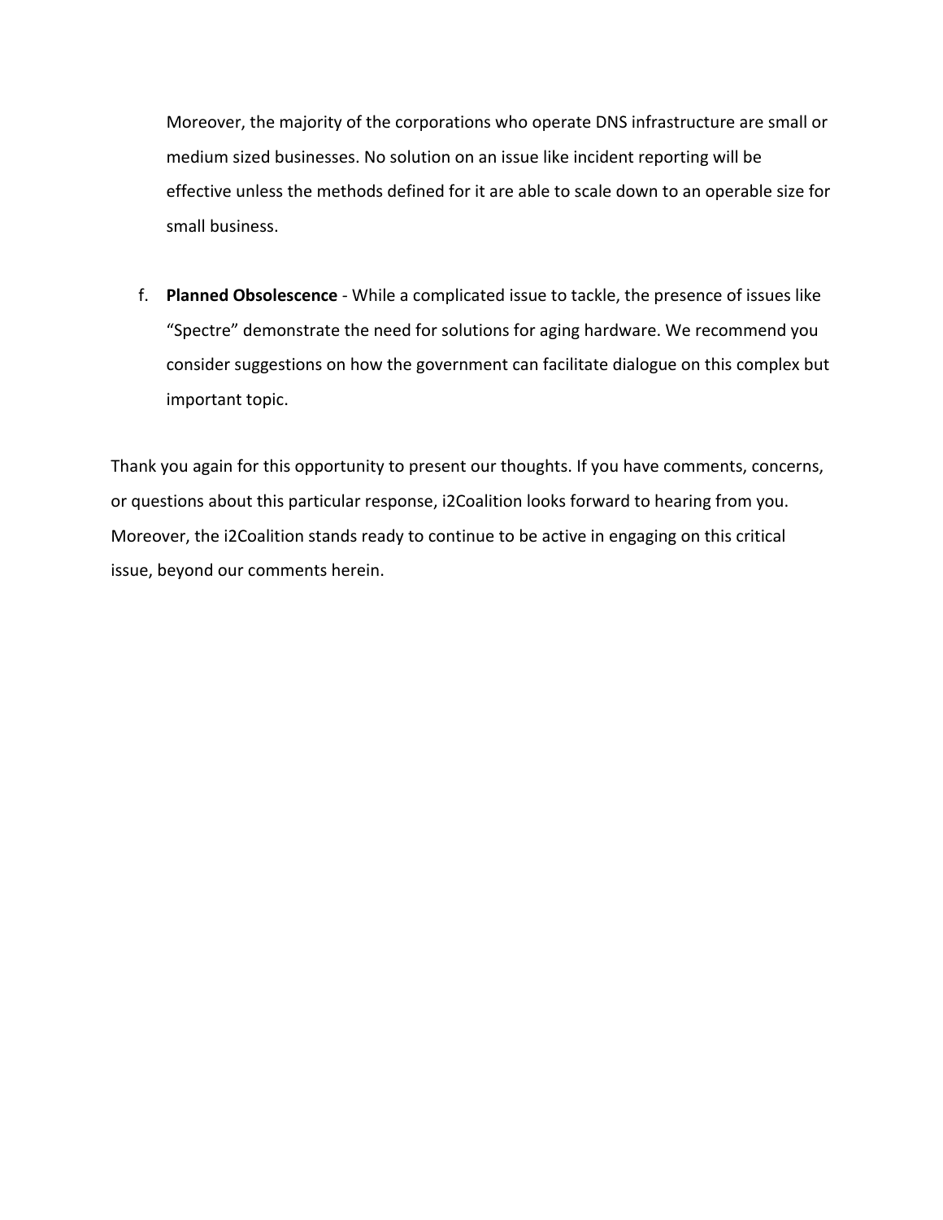Moreover, the majority of the corporations who operate DNS infrastructure are small or medium sized businesses. No solution on an issue like incident reporting will be effective unless the methods defined for it are able to scale down to an operable size for small business.

f. **Planned Obsolescence** - While a complicated issue to tackle, the presence of issues like "Spectre" demonstrate the need for solutions for aging hardware. We recommend you consider suggestions on how the government can facilitate dialogue on this complex but important topic.

Thank you again for this opportunity to present our thoughts. If you have comments, concerns, or questions about this particular response, i2Coalition looks forward to hearing from you. Moreover, the i2Coalition stands ready to continue to be active in engaging on this critical issue, beyond our comments herein.